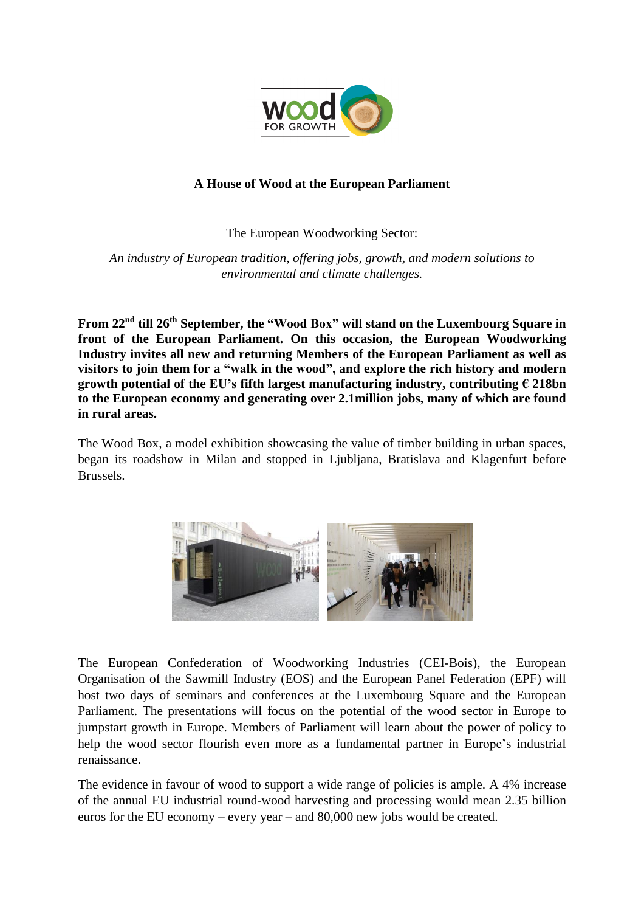# A House of Wood at the European Parliament

The European Woodworking Sector:

*An industry of European tradition, offering jobs, growth, and modern solutions to environmental and climate challenges.*

**From 22nd till 26th September, the "Wood Box" will stand on the Luxembourg Square in front of the European Parliament. On this occasion, the European Woodworking Industry invites all new and returning Members of the European Parliament as well as visitors to join them for a "walk in the wood", and explore the rich history and modern growth potential of the EU's fifth largest manufacturing industry, contributing € 218bn to the European economy and generating over 2.1million jobs, many of which are found in rural areas.**

The Wood Box, a model exhibition showcasing the value of timber building in urban spaces, began its roadshow in Milan and stopped in Ljubljana, Bratislava and Klagenfurt before Brussels.

The European Confederation of Woodworking Industries (CEI-Bois), the European Organisation of the Sawmill Industry (EOS) and the European Panel Federation (EPF) will host two days of seminars and conferences at the Luxembourg Square and the European Parliament. The presentations will focus on the potential of the wood sector in Europe to jumpstart growth in Europe. Members of Parliament will learn about the power of policy to help the wood sector flourish even more as a fundamental partner in Europe's industrial renaissance.

The evidence in favour of wood to support a wide range of policies is ample. A 4% increase of the annual EU industrial round-wood harvesting and processing would mean 2.35 billion euros for the EU economy – every year – and 80,000 new jobs would be created.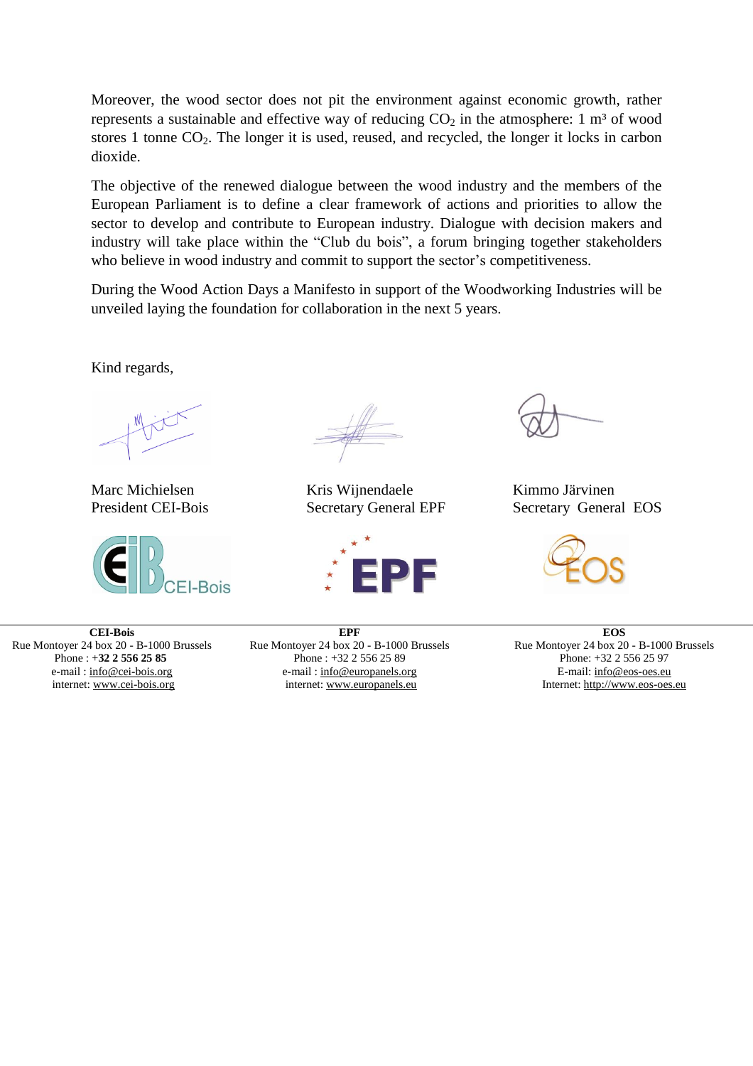Moreover, the wood sector does not pit the environment against economic growth, rather represents a sustainable and effective way of reducing $CO_2$ in the atmosphere: 1 m³ of wood stores 1 tonne $CO_2$. The longer it is used, reused, and recycled, the longer it locks in carbon dioxide.

The objective of the renewed dialogue between the wood industry and the members of the European Parliament is to define a clear framework of actions and priorities to allow the sector to develop and contribute to European industry. Dialogue with decision makers and industry will take place within the "Club du bois", a forum bringing together stakeholders who believe in wood industry and commit to support the sector's competitiveness.

During the Wood Action Days a Manifesto in support of the Woodworking Industries will be unveiled laying the foundation for collaboration in the next 5 years.

Kind regards,

Marc Michielsen
President CEI-Bois

Kris Wijnendaele
Secretary General EPF

Kimmo Järvinen
Secretary General EOS

**CEI-Bois**
Rue Montoyer 24 box 20 - B-1000 Brussels
Phone : +**32 2 556 25 85**
e-mail : info@cei-bois.org
internet: www.cei-bois.org

**EPF**
Rue Montoyer 24 box 20 - B-1000 Brussels
Phone : +32 2 556 25 89
e-mail : info@europanels.org
internet: www.europanels.eu

**EOS**
Rue Montoyer 24 box 20 - B-1000 Brussels
Phone: +32 2 556 25 97
E-mail: info@eos-oes.eu
Internet: http://www.eos-oes.eu